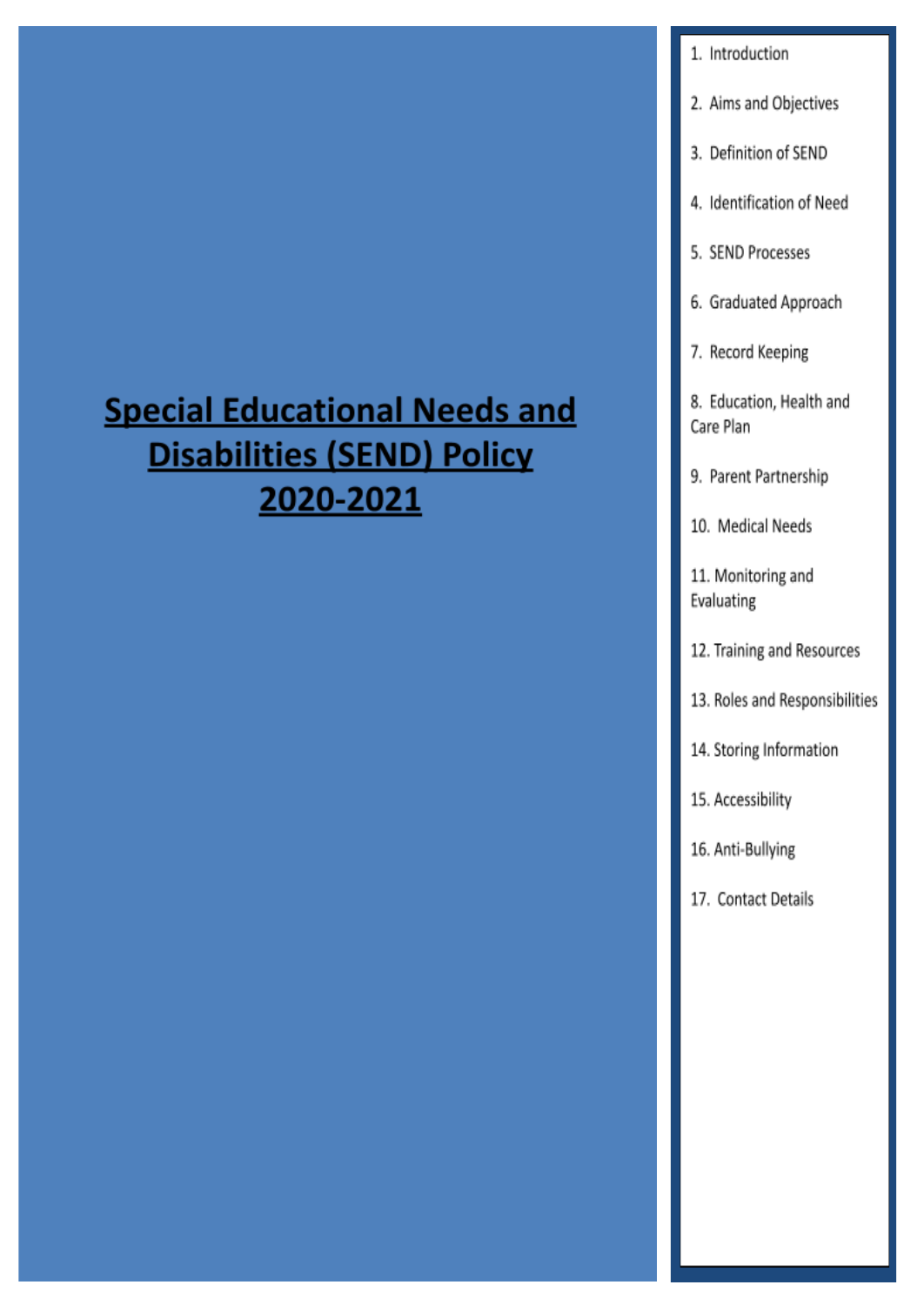# Special Educational Needs and Disabilities (SEND) Policy 2020-2021

1. Introduction
2. Aims and Objectives
3. Definition of SEND
4. Identification of Need
5. SEND Processes
6. Graduated Approach
7. Record Keeping
8. Education, Health and Care Plan
9. Parent Partnership
10. Medical Needs
11. Monitoring and Evaluating
12. Training and Resources
13. Roles and Responsibilities
14. Storing Information
15. Accessibility
16. Anti-Bullying
17. Contact Details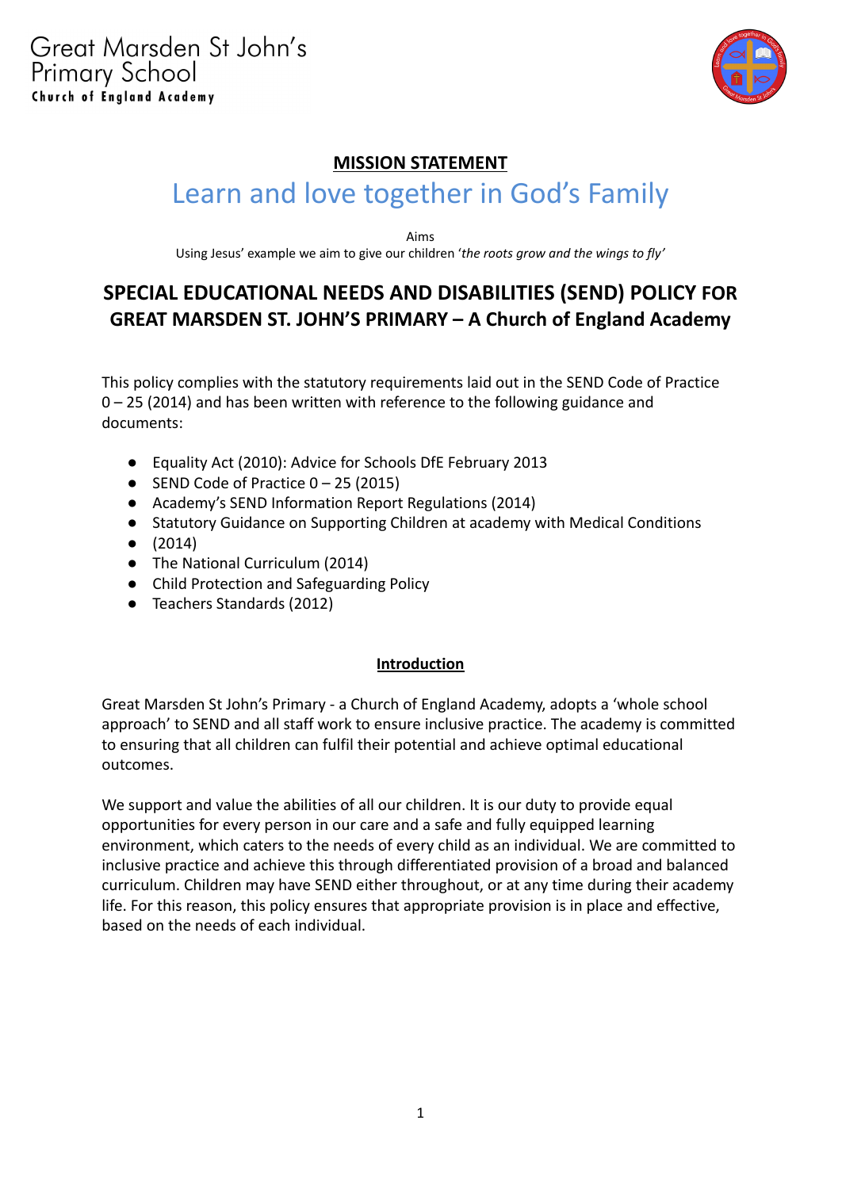Great Marsden St John's
Primary School
**Church of England Academy**

**MISSION STATEMENT**

## Learn and love together in God's Family

Aims

Using Jesus' example we aim to give our children '*the roots grow and the wings to fly'*

# SPECIAL EDUCATIONAL NEEDS AND DISABILITIES (SEND) POLICY FOR GREAT MARSDEN ST. JOHN'S PRIMARY – A Church of England Academy

This policy complies with the statutory requirements laid out in the SEND Code of Practice 0 – 25 (2014) and has been written with reference to the following guidance and documents:

- Equality Act (2010): Advice for Schools DfE February 2013
- SEND Code of Practice 0 – 25 (2015)
- Academy's SEND Information Report Regulations (2014)
- Statutory Guidance on Supporting Children at academy with Medical Conditions
- (2014)
- The National Curriculum (2014)
- Child Protection and Safeguarding Policy
- Teachers Standards (2012)

## Introduction

Great Marsden St John's Primary - a Church of England Academy, adopts a 'whole school approach' to SEND and all staff work to ensure inclusive practice. The academy is committed to ensuring that all children can fulfil their potential and achieve optimal educational outcomes.

We support and value the abilities of all our children. It is our duty to provide equal opportunities for every person in our care and a safe and fully equipped learning environment, which caters to the needs of every child as an individual. We are committed to inclusive practice and achieve this through differentiated provision of a broad and balanced curriculum. Children may have SEND either throughout, or at any time during their academy life. For this reason, this policy ensures that appropriate provision is in place and effective, based on the needs of each individual.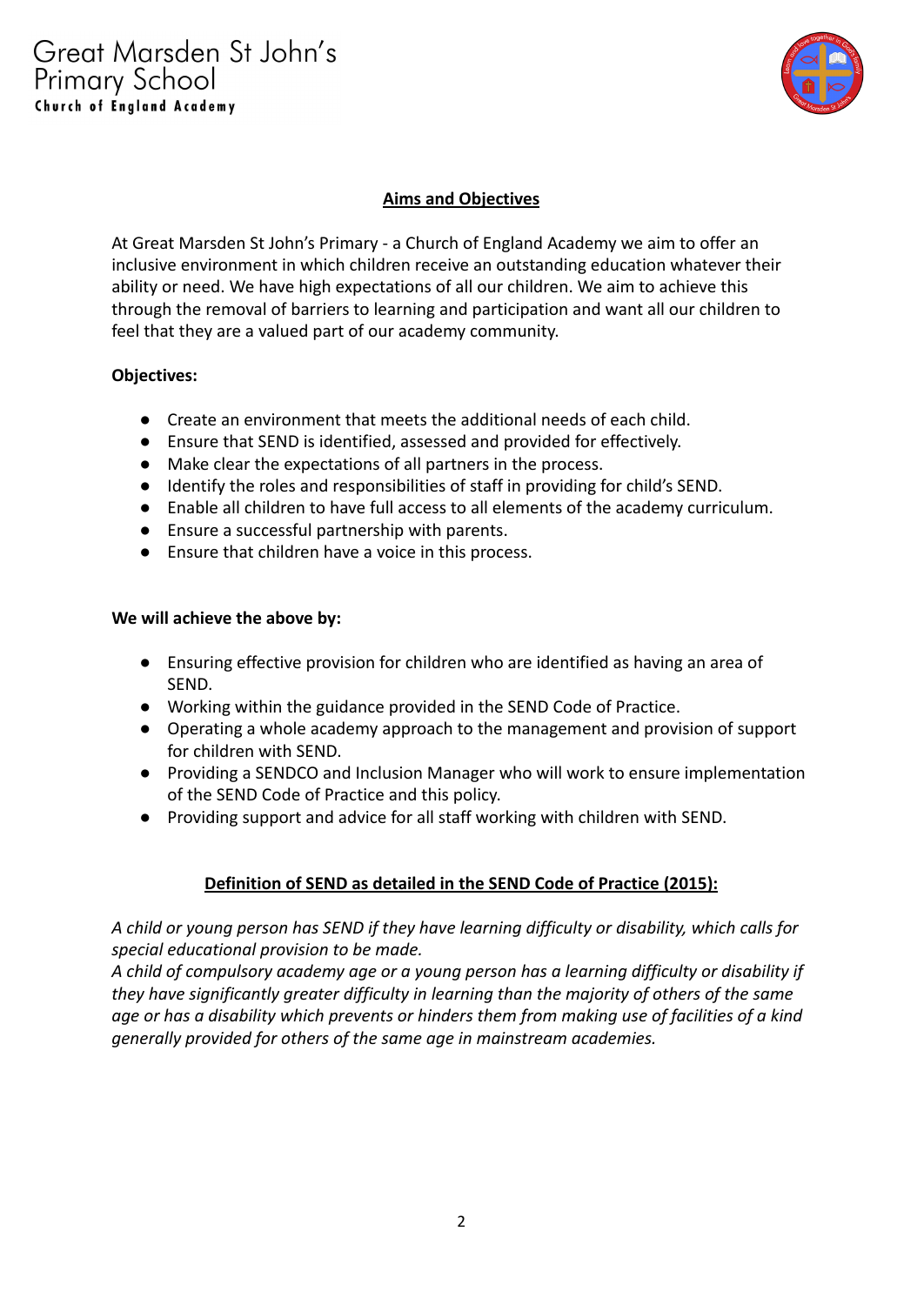## Aims and Objectives

At Great Marsden St John's Primary - a Church of England Academy we aim to offer an inclusive environment in which children receive an outstanding education whatever their ability or need. We have high expectations of all our children. We aim to achieve this through the removal of barriers to learning and participation and want all our children to feel that they are a valued part of our academy community.

**Objectives:**

- Create an environment that meets the additional needs of each child.
- Ensure that SEND is identified, assessed and provided for effectively.
- Make clear the expectations of all partners in the process.
- Identify the roles and responsibilities of staff in providing for child's SEND.
- Enable all children to have full access to all elements of the academy curriculum.
- Ensure a successful partnership with parents.
- Ensure that children have a voice in this process.

**We will achieve the above by:**

- Ensuring effective provision for children who are identified as having an area of SEND.
- Working within the guidance provided in the SEND Code of Practice.
- Operating a whole academy approach to the management and provision of support for children with SEND.
- Providing a SENDCO and Inclusion Manager who will work to ensure implementation of the SEND Code of Practice and this policy.
- Providing support and advice for all staff working with children with SEND.

## Definition of SEND as detailed in the SEND Code of Practice (2015):

*A child or young person has SEND if they have learning difficulty or disability, which calls for special educational provision to be made.*
*A child of compulsory academy age or a young person has a learning difficulty or disability if they have significantly greater difficulty in learning than the majority of others of the same age or has a disability which prevents or hinders them from making use of facilities of a kind generally provided for others of the same age in mainstream academies.*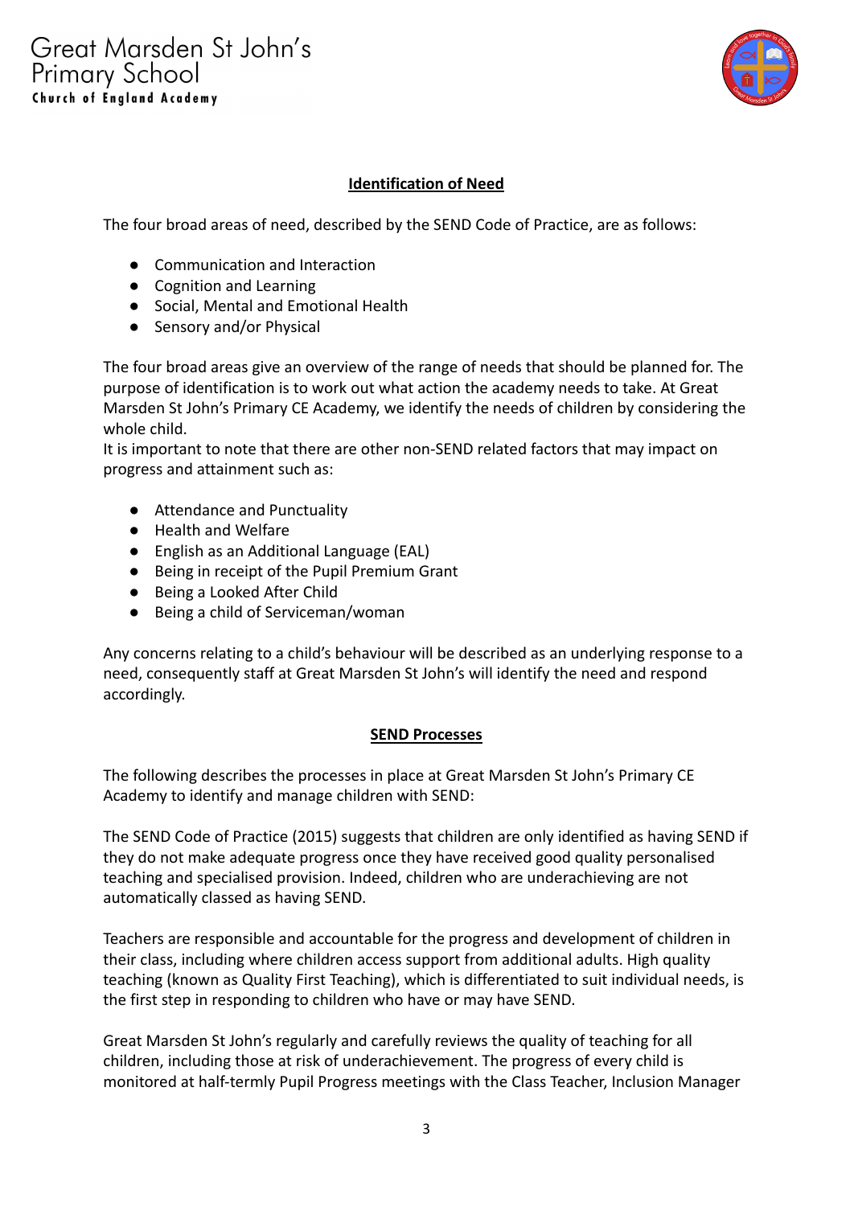## Identification of Need

The four broad areas of need, described by the SEND Code of Practice, are as follows:

- Communication and Interaction
- Cognition and Learning
- Social, Mental and Emotional Health
- Sensory and/or Physical

The four broad areas give an overview of the range of needs that should be planned for. The purpose of identification is to work out what action the academy needs to take. At Great Marsden St John's Primary CE Academy, we identify the needs of children by considering the whole child.
It is important to note that there are other non-SEND related factors that may impact on progress and attainment such as:

- Attendance and Punctuality
- Health and Welfare
- English as an Additional Language (EAL)
- Being in receipt of the Pupil Premium Grant
- Being a Looked After Child
- Being a child of Serviceman/woman

Any concerns relating to a child's behaviour will be described as an underlying response to a need, consequently staff at Great Marsden St John's will identify the need and respond accordingly.

## SEND Processes

The following describes the processes in place at Great Marsden St John's Primary CE Academy to identify and manage children with SEND:

The SEND Code of Practice (2015) suggests that children are only identified as having SEND if they do not make adequate progress once they have received good quality personalised teaching and specialised provision. Indeed, children who are underachieving are not automatically classed as having SEND.

Teachers are responsible and accountable for the progress and development of children in their class, including where children access support from additional adults. High quality teaching (known as Quality First Teaching), which is differentiated to suit individual needs, is the first step in responding to children who have or may have SEND.

Great Marsden St John's regularly and carefully reviews the quality of teaching for all children, including those at risk of underachievement. The progress of every child is monitored at half-termly Pupil Progress meetings with the Class Teacher, Inclusion Manager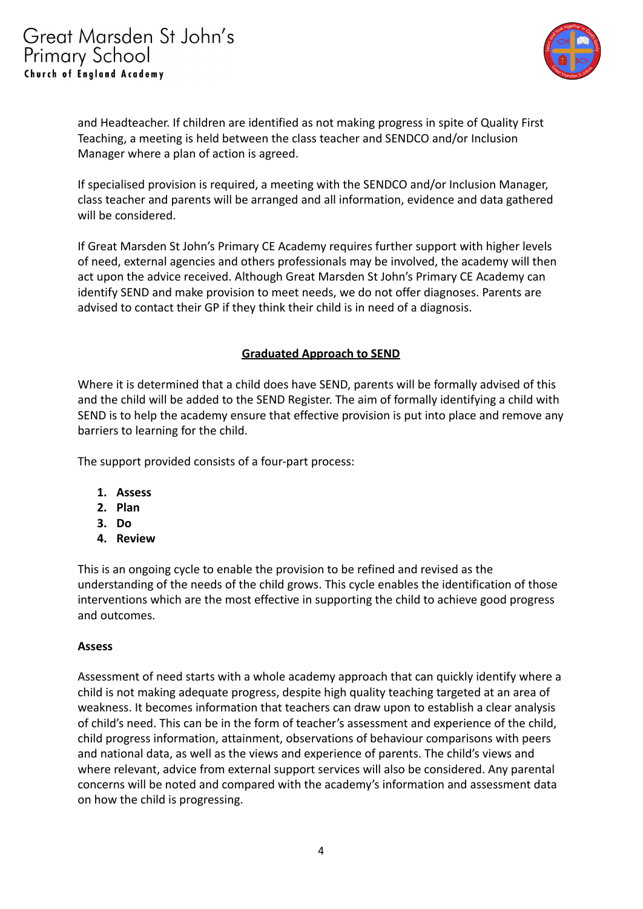and Headteacher. If children are identified as not making progress in spite of Quality First Teaching, a meeting is held between the class teacher and SENDCO and/or Inclusion Manager where a plan of action is agreed.

If specialised provision is required, a meeting with the SENDCO and/or Inclusion Manager, class teacher and parents will be arranged and all information, evidence and data gathered will be considered.

If Great Marsden St John's Primary CE Academy requires further support with higher levels of need, external agencies and others professionals may be involved, the academy will then act upon the advice received. Although Great Marsden St John's Primary CE Academy can identify SEND and make provision to meet needs, we do not offer diagnoses. Parents are advised to contact their GP if they think their child is in need of a diagnosis.

## Graduated Approach to SEND

Where it is determined that a child does have SEND, parents will be formally advised of this and the child will be added to the SEND Register. The aim of formally identifying a child with SEND is to help the academy ensure that effective provision is put into place and remove any barriers to learning for the child.

The support provided consists of a four-part process:

1. **Assess**
2. **Plan**
3. **Do**
4. **Review**

This is an ongoing cycle to enable the provision to be refined and revised as the understanding of the needs of the child grows. This cycle enables the identification of those interventions which are the most effective in supporting the child to achieve good progress and outcomes.

### Assess

Assessment of need starts with a whole academy approach that can quickly identify where a child is not making adequate progress, despite high quality teaching targeted at an area of weakness. It becomes information that teachers can draw upon to establish a clear analysis of child's need. This can be in the form of teacher's assessment and experience of the child, child progress information, attainment, observations of behaviour comparisons with peers and national data, as well as the views and experience of parents. The child's views and where relevant, advice from external support services will also be considered. Any parental concerns will be noted and compared with the academy's information and assessment data on how the child is progressing.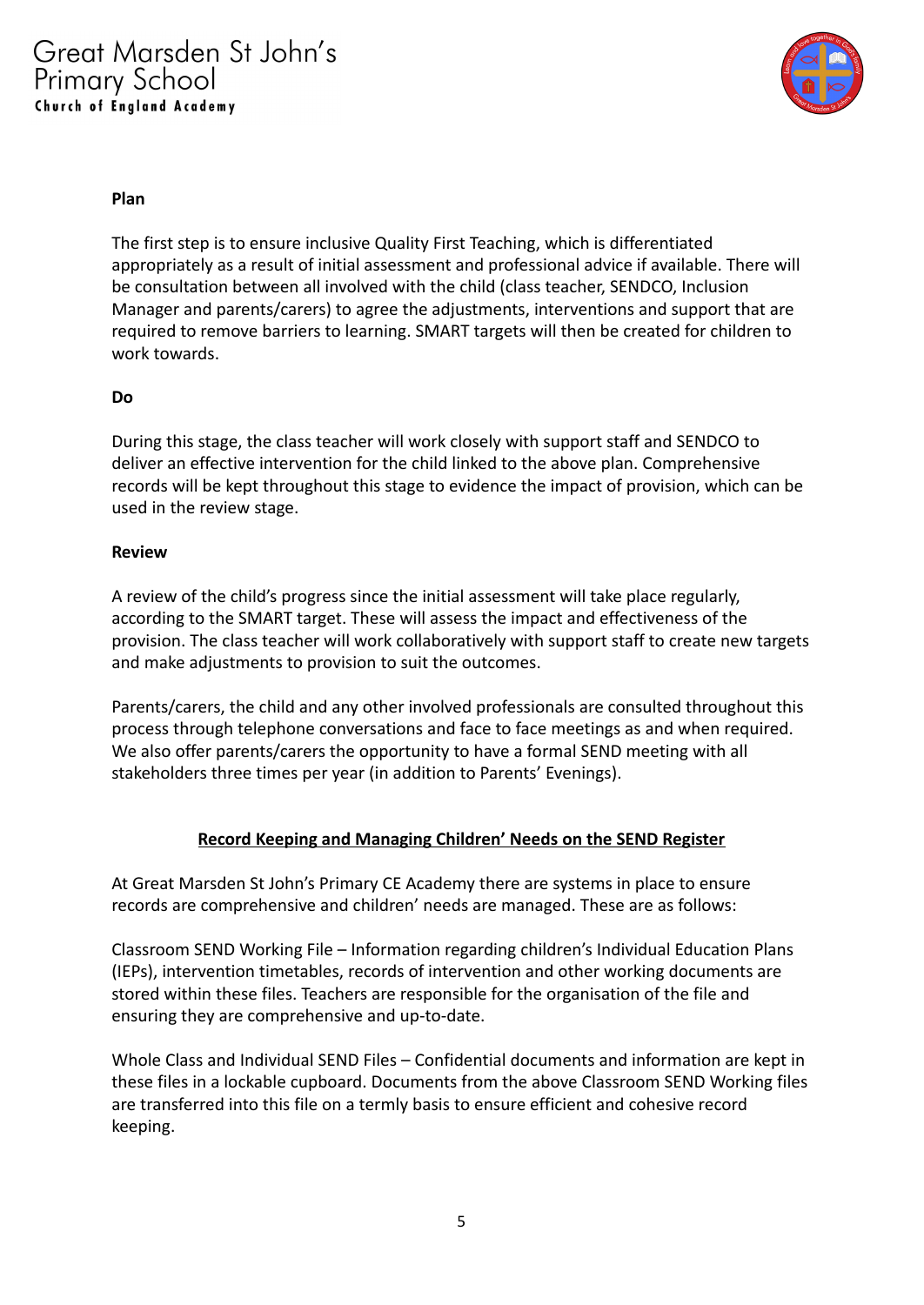**Plan**

The first step is to ensure inclusive Quality First Teaching, which is differentiated appropriately as a result of initial assessment and professional advice if available. There will be consultation between all involved with the child (class teacher, SENDCO, Inclusion Manager and parents/carers) to agree the adjustments, interventions and support that are required to remove barriers to learning. SMART targets will then be created for children to work towards.

**Do**

During this stage, the class teacher will work closely with support staff and SENDCO to deliver an effective intervention for the child linked to the above plan. Comprehensive records will be kept throughout this stage to evidence the impact of provision, which can be used in the review stage.

**Review**

A review of the child's progress since the initial assessment will take place regularly, according to the SMART target. These will assess the impact and effectiveness of the provision. The class teacher will work collaboratively with support staff to create new targets and make adjustments to provision to suit the outcomes.

Parents/carers, the child and any other involved professionals are consulted throughout this process through telephone conversations and face to face meetings as and when required. We also offer parents/carers the opportunity to have a formal SEND meeting with all stakeholders three times per year (in addition to Parents' Evenings).

## Record Keeping and Managing Children' Needs on the SEND Register

At Great Marsden St John's Primary CE Academy there are systems in place to ensure records are comprehensive and children' needs are managed. These are as follows:

Classroom SEND Working File – Information regarding children's Individual Education Plans (IEPs), intervention timetables, records of intervention and other working documents are stored within these files. Teachers are responsible for the organisation of the file and ensuring they are comprehensive and up-to-date.

Whole Class and Individual SEND Files – Confidential documents and information are kept in these files in a lockable cupboard. Documents from the above Classroom SEND Working files are transferred into this file on a termly basis to ensure efficient and cohesive record keeping.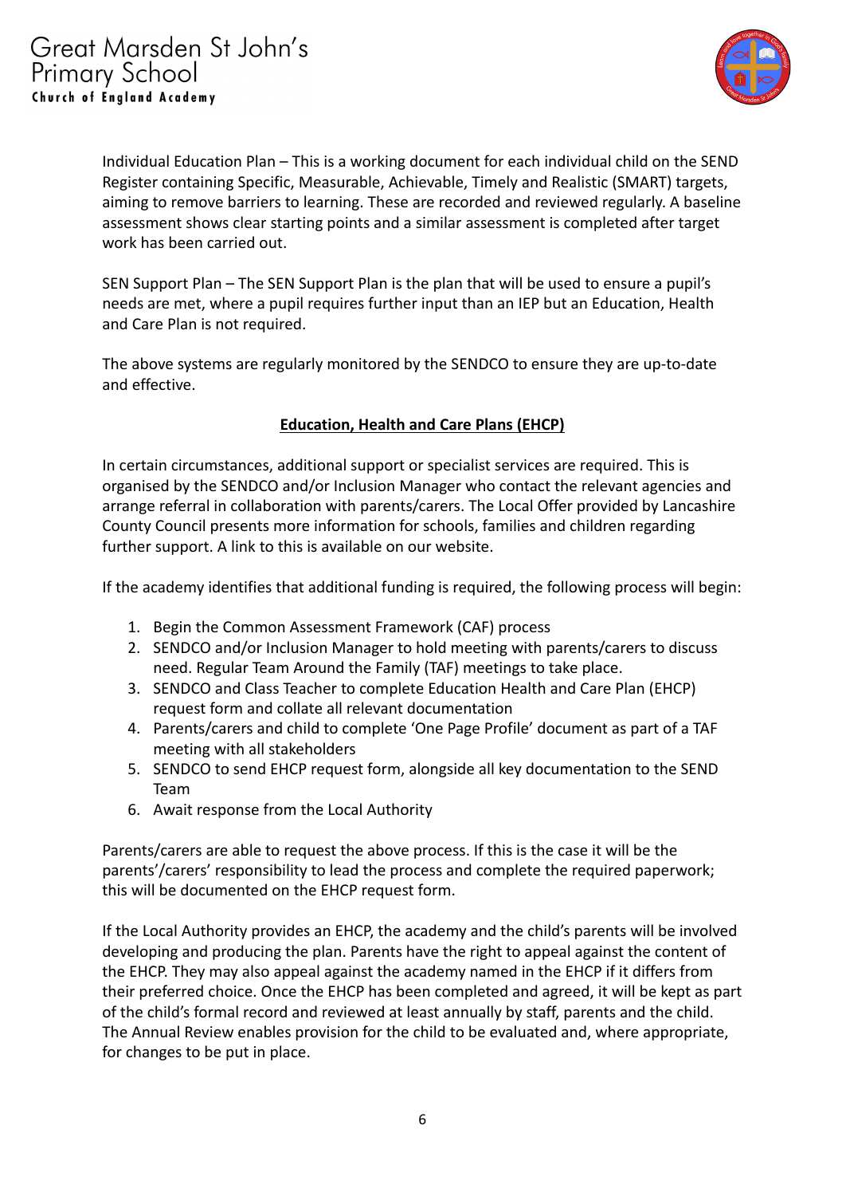Individual Education Plan – This is a working document for each individual child on the SEND Register containing Specific, Measurable, Achievable, Timely and Realistic (SMART) targets, aiming to remove barriers to learning. These are recorded and reviewed regularly. A baseline assessment shows clear starting points and a similar assessment is completed after target work has been carried out.

SEN Support Plan – The SEN Support Plan is the plan that will be used to ensure a pupil's needs are met, where a pupil requires further input than an IEP but an Education, Health and Care Plan is not required.

The above systems are regularly monitored by the SENDCO to ensure they are up-to-date and effective.

## Education, Health and Care Plans (EHCP)

In certain circumstances, additional support or specialist services are required. This is organised by the SENDCO and/or Inclusion Manager who contact the relevant agencies and arrange referral in collaboration with parents/carers. The Local Offer provided by Lancashire County Council presents more information for schools, families and children regarding further support. A link to this is available on our website.

If the academy identifies that additional funding is required, the following process will begin:

1. Begin the Common Assessment Framework (CAF) process
2. SENDCO and/or Inclusion Manager to hold meeting with parents/carers to discuss need. Regular Team Around the Family (TAF) meetings to take place.
3. SENDCO and Class Teacher to complete Education Health and Care Plan (EHCP) request form and collate all relevant documentation
4. Parents/carers and child to complete 'One Page Profile' document as part of a TAF meeting with all stakeholders
5. SENDCO to send EHCP request form, alongside all key documentation to the SEND Team
6. Await response from the Local Authority

Parents/carers are able to request the above process. If this is the case it will be the parents'/carers' responsibility to lead the process and complete the required paperwork; this will be documented on the EHCP request form.

If the Local Authority provides an EHCP, the academy and the child's parents will be involved developing and producing the plan. Parents have the right to appeal against the content of the EHCP. They may also appeal against the academy named in the EHCP if it differs from their preferred choice. Once the EHCP has been completed and agreed, it will be kept as part of the child's formal record and reviewed at least annually by staff, parents and the child. The Annual Review enables provision for the child to be evaluated and, where appropriate, for changes to be put in place.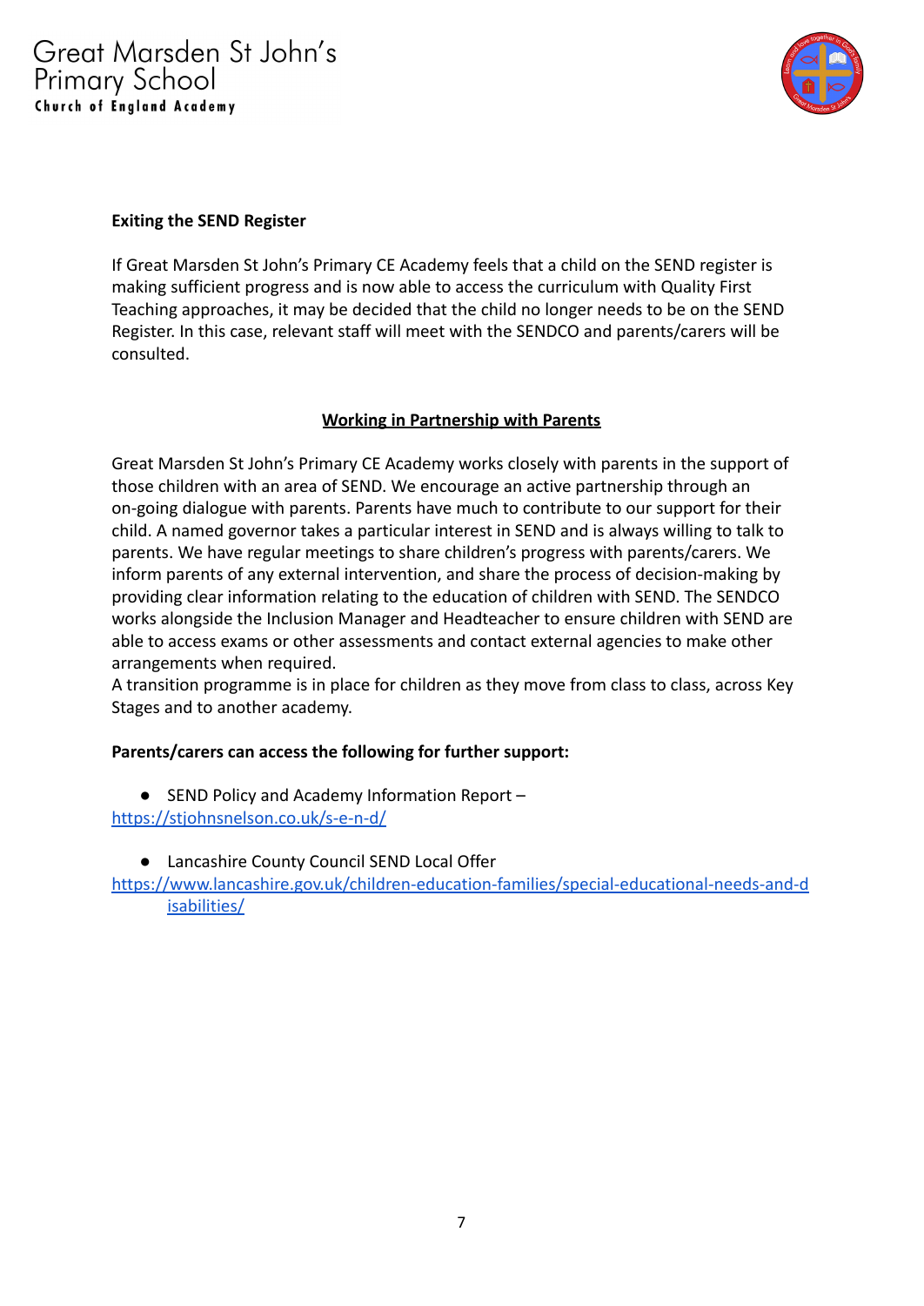**Exiting the SEND Register**

If Great Marsden St John's Primary CE Academy feels that a child on the SEND register is making sufficient progress and is now able to access the curriculum with Quality First Teaching approaches, it may be decided that the child no longer needs to be on the SEND Register. In this case, relevant staff will meet with the SENDCO and parents/carers will be consulted.

## Working in Partnership with Parents

Great Marsden St John's Primary CE Academy works closely with parents in the support of those children with an area of SEND. We encourage an active partnership through an on-going dialogue with parents. Parents have much to contribute to our support for their child. A named governor takes a particular interest in SEND and is always willing to talk to parents. We have regular meetings to share children's progress with parents/carers. We inform parents of any external intervention, and share the process of decision-making by providing clear information relating to the education of children with SEND. The SENDCO works alongside the Inclusion Manager and Headteacher to ensure children with SEND are able to access exams or other assessments and contact external agencies to make other arrangements when required.
A transition programme is in place for children as they move from class to class, across Key Stages and to another academy.

**Parents/carers can access the following for further support:**

- SEND Policy and Academy Information Report – https://stjohnsnelson.co.uk/s-e-n-d/
- Lancashire County Council SEND Local Offer https://www.lancashire.gov.uk/children-education-families/special-educational-needs-and-disabilities/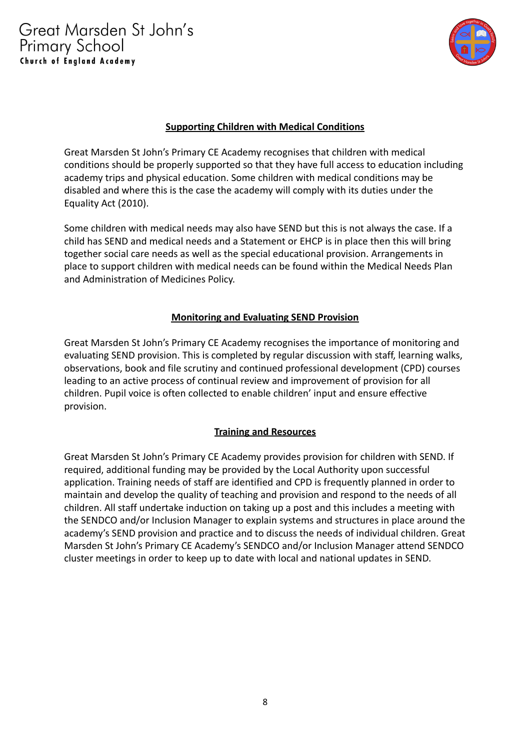## Supporting Children with Medical Conditions

Great Marsden St John's Primary CE Academy recognises that children with medical conditions should be properly supported so that they have full access to education including academy trips and physical education. Some children with medical conditions may be disabled and where this is the case the academy will comply with its duties under the Equality Act (2010).

Some children with medical needs may also have SEND but this is not always the case. If a child has SEND and medical needs and a Statement or EHCP is in place then this will bring together social care needs as well as the special educational provision. Arrangements in place to support children with medical needs can be found within the Medical Needs Plan and Administration of Medicines Policy.

## Monitoring and Evaluating SEND Provision

Great Marsden St John's Primary CE Academy recognises the importance of monitoring and evaluating SEND provision. This is completed by regular discussion with staff, learning walks, observations, book and file scrutiny and continued professional development (CPD) courses leading to an active process of continual review and improvement of provision for all children. Pupil voice is often collected to enable children' input and ensure effective provision.

## Training and Resources

Great Marsden St John's Primary CE Academy provides provision for children with SEND. If required, additional funding may be provided by the Local Authority upon successful application. Training needs of staff are identified and CPD is frequently planned in order to maintain and develop the quality of teaching and provision and respond to the needs of all children. All staff undertake induction on taking up a post and this includes a meeting with the SENDCO and/or Inclusion Manager to explain systems and structures in place around the academy's SEND provision and practice and to discuss the needs of individual children. Great Marsden St John's Primary CE Academy's SENDCO and/or Inclusion Manager attend SENDCO cluster meetings in order to keep up to date with local and national updates in SEND.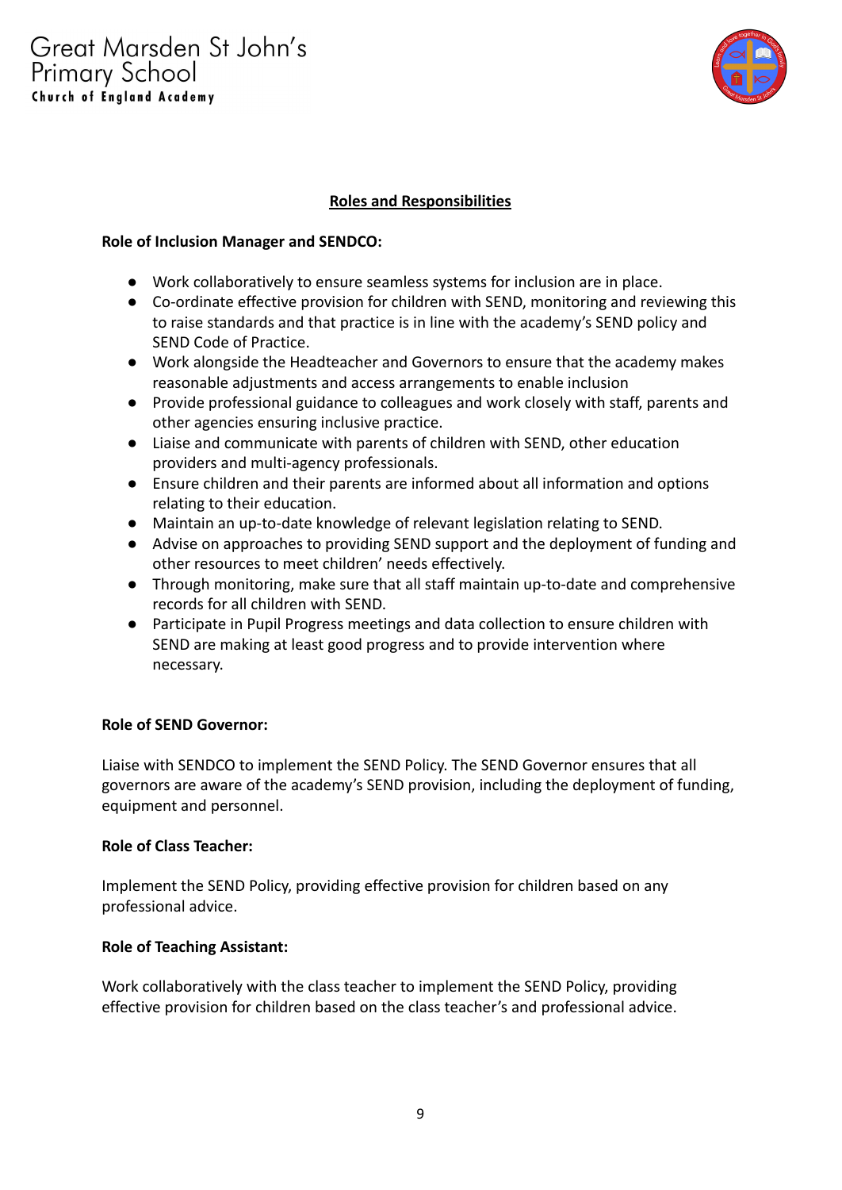## Roles and Responsibilities

**Role of Inclusion Manager and SENDCO:**

- Work collaboratively to ensure seamless systems for inclusion are in place.
- Co-ordinate effective provision for children with SEND, monitoring and reviewing this to raise standards and that practice is in line with the academy's SEND policy and SEND Code of Practice.
- Work alongside the Headteacher and Governors to ensure that the academy makes reasonable adjustments and access arrangements to enable inclusion
- Provide professional guidance to colleagues and work closely with staff, parents and other agencies ensuring inclusive practice.
- Liaise and communicate with parents of children with SEND, other education providers and multi-agency professionals.
- Ensure children and their parents are informed about all information and options relating to their education.
- Maintain an up-to-date knowledge of relevant legislation relating to SEND.
- Advise on approaches to providing SEND support and the deployment of funding and other resources to meet children' needs effectively.
- Through monitoring, make sure that all staff maintain up-to-date and comprehensive records for all children with SEND.
- Participate in Pupil Progress meetings and data collection to ensure children with SEND are making at least good progress and to provide intervention where necessary.

**Role of SEND Governor:**

Liaise with SENDCO to implement the SEND Policy. The SEND Governor ensures that all governors are aware of the academy's SEND provision, including the deployment of funding, equipment and personnel.

**Role of Class Teacher:**

Implement the SEND Policy, providing effective provision for children based on any professional advice.

**Role of Teaching Assistant:**

Work collaboratively with the class teacher to implement the SEND Policy, providing effective provision for children based on the class teacher's and professional advice.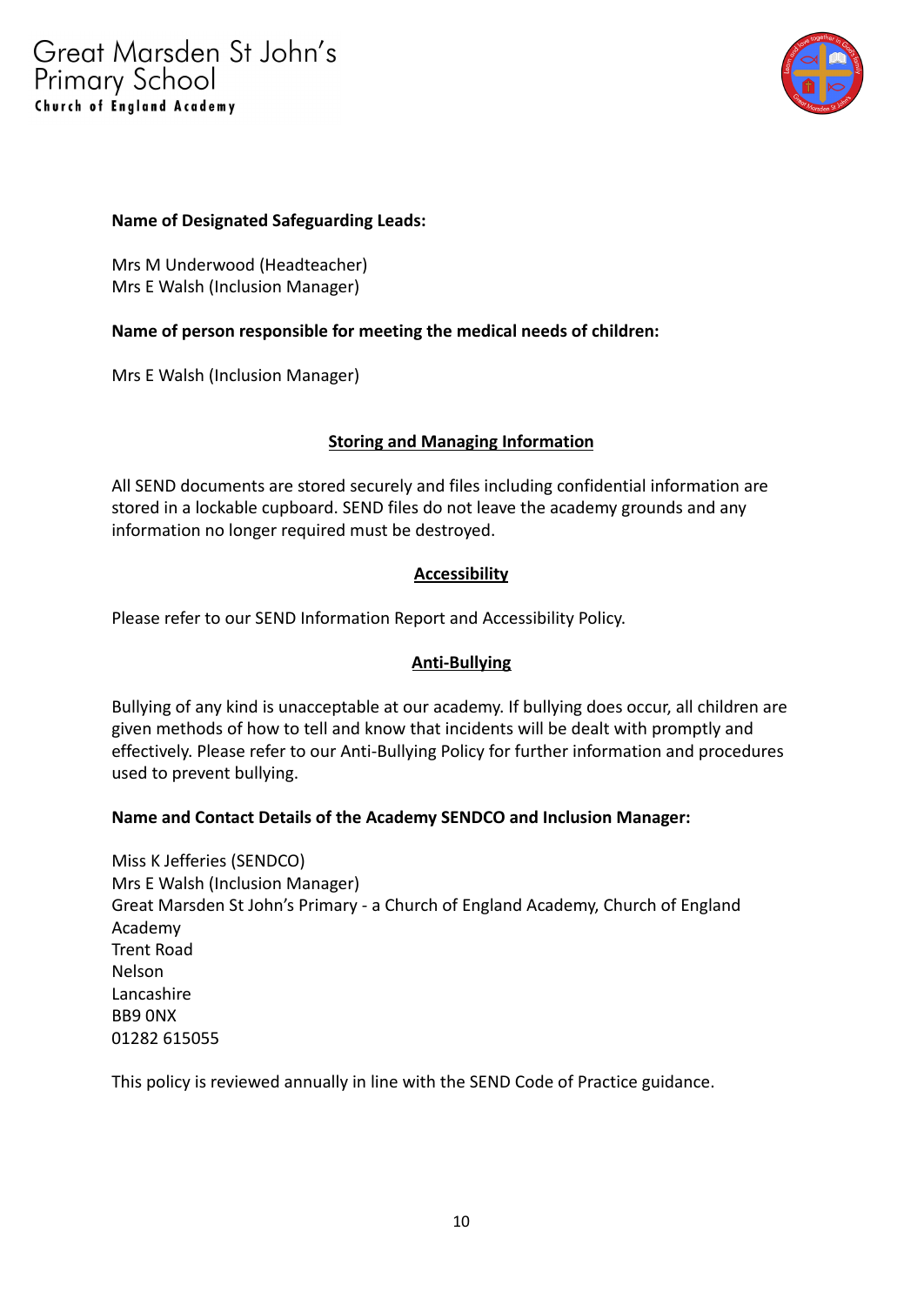**Name of Designated Safeguarding Leads:**

Mrs M Underwood (Headteacher)
Mrs E Walsh (Inclusion Manager)

**Name of person responsible for meeting the medical needs of children:**

Mrs E Walsh (Inclusion Manager)

## Storing and Managing Information

All SEND documents are stored securely and files including confidential information are stored in a lockable cupboard. SEND files do not leave the academy grounds and any information no longer required must be destroyed.

## Accessibility

Please refer to our SEND Information Report and Accessibility Policy.

## Anti-Bullying

Bullying of any kind is unacceptable at our academy. If bullying does occur, all children are given methods of how to tell and know that incidents will be dealt with promptly and effectively. Please refer to our Anti-Bullying Policy for further information and procedures used to prevent bullying.

**Name and Contact Details of the Academy SENDCO and Inclusion Manager:**

Miss K Jefferies (SENDCO)
Mrs E Walsh (Inclusion Manager)
Great Marsden St John's Primary - a Church of England Academy, Church of England Academy
Trent Road
Nelson
Lancashire
BB9 0NX
01282 615055

This policy is reviewed annually in line with the SEND Code of Practice guidance.